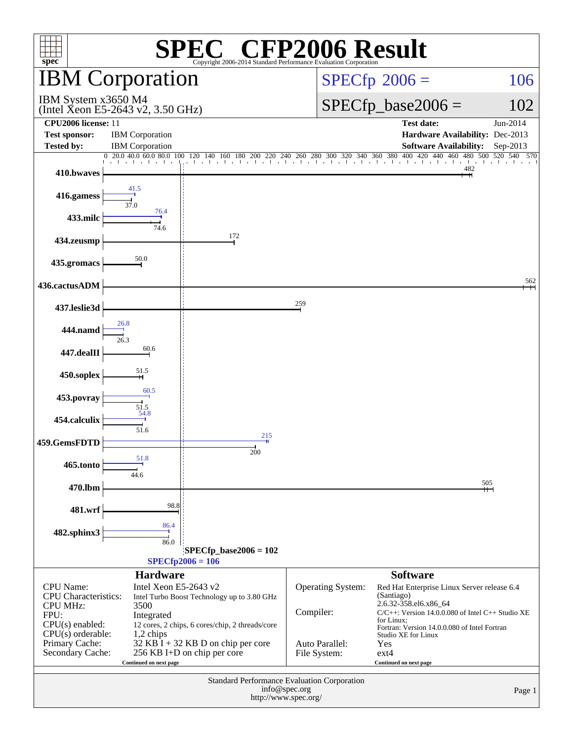# SPEC® CFP2006 Result

Copyright 2006-2014 Standard Performance Evaluation Corporation

## IBM Corporation

IBM System x3650 M4
(Intel Xeon E5-2643 v2, 3.50 GHz)

SPECfp 2006 = 106

SPECfp_base2006 = 102

| | | | |
|---|---|---|---|
| **CPU2006 license:** | 11 | **Test date:** | Jun-2014 |
| **Test sponsor:** | IBM Corporation | **Hardware Availability:** | Dec-2013 |
| **Tested by:** | IBM Corporation | **Software Availability:** | Sep-2013 |

| Benchmark | Peak | Base |
|---|---|---|
| 410.bwaves | | 482 |
| 416.gamess | 41.5 | 37.0 |
| 433.milc | 76.4 | 74.6 |
| 434.zeusmp | | 172 |
| 435.gromacs | | 50.0 |
| 436.cactusADM | | 562 |
| 437.leslie3d | | 259 |
| 444.namd | 26.8 | 26.3 |
| 447.dealII | | 60.6 |
| 450.soplex | | 51.5 |
| 453.povray | 60.5 | 51.5 |
| 454.calculix | 54.8 | 51.6 |
| 459.GemsFDTD | 215 | 200 |
| 465.tonto | 51.8 | 44.6 |
| 470.lbm | | 505 |
| 481.wrf | | 98.8 |
| 482.sphinx3 | 86.4 | 86.0 |

SPECfp_base2006 = 102

SPECfp2006 = 106

### Hardware

| | |
|---|---|
| CPU Name: | Intel Xeon E5-2643 v2 |
| CPU Characteristics: | Intel Turbo Boost Technology up to 3.80 GHz |
| CPU MHz: | 3500 |
| FPU: | Integrated |
| CPU(s) enabled: | 12 cores, 2 chips, 6 cores/chip, 2 threads/core |
| CPU(s) orderable: | 1,2 chips |
| Primary Cache: | 32 KB I + 32 KB D on chip per core |
| Secondary Cache: | 256 KB I+D on chip per core |

Continued on next page

### Software

| | |
|---|---|
| Operating System: | Red Hat Enterprise Linux Server release 6.4 (Santiago) 2.6.32-358.el6.x86_64 |
| Compiler: | C/C++: Version 14.0.0.080 of Intel C++ Studio XE for Linux; Fortran: Version 14.0.0.080 of Intel Fortran Studio XE for Linux |
| Auto Parallel: | Yes |
| File System: | ext4 |

Continued on next page

Standard Performance Evaluation Corporation
info@spec.org
http://www.spec.org/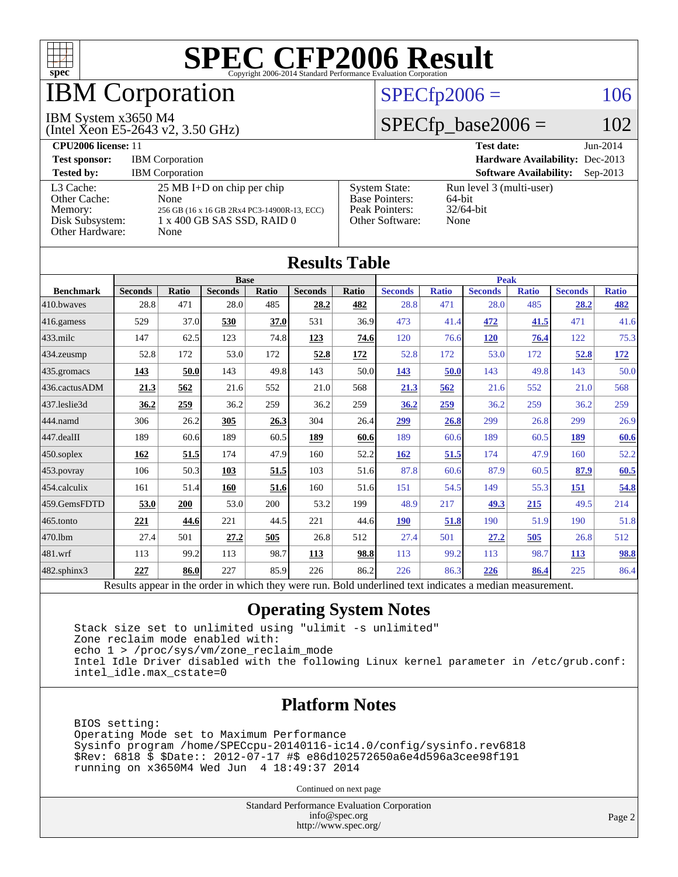# SPEC CFP2006 Result

Copyright 2006-2014 Standard Performance Evaluation Corporation

# IBM Corporation

IBM System x3650 M4
(Intel Xeon E5-2643 v2, 3.50 GHz)

SPECfp2006 = 106

SPECfp_base2006 = 102

| | | | |
|---|---|---|---|
| **CPU2006 license:** 11 | | **Test date:** | Jun-2014 |
| **Test sponsor:** | IBM Corporation | **Hardware Availability:** | Dec-2013 |
| **Tested by:** | IBM Corporation | **Software Availability:** | Sep-2013 |

| | | | |
|---|---|---|---|
| L3 Cache: | 25 MB I+D on chip per chip | System State: | Run level 3 (multi-user) |
| Other Cache: | None | Base Pointers: | 64-bit |
| Memory: | 256 GB (16 x 16 GB 2Rx4 PC3-14900R-13, ECC) | Peak Pointers: | 32/64-bit |
| Disk Subsystem: | 1 x 400 GB SAS SSD, RAID 0 | Other Software: | None |
| Other Hardware: | None | | |

## Results Table

| | Base | | | | | | Peak | | | | | |
|---|---|---|---|---|---|---|---|---|---|---|---|---|
| **Benchmark** | **Seconds** | **Ratio** | **Seconds** | **Ratio** | **Seconds** | **Ratio** | **Seconds** | **Ratio** | **Seconds** | **Ratio** | **Seconds** | **Ratio** |
| 410.bwaves | 28.8 | 471 | 28.0 | 485 | **28.2** | **482** | 28.8 | 471 | 28.0 | 485 | **28.2** | **482** |
| 416.gamess | 529 | 37.0 | **530** | **37.0** | 531 | 36.9 | 473 | 41.4 | **472** | **41.5** | 471 | 41.6 |
| 433.milc | 147 | 62.5 | 123 | 74.8 | **123** | **74.6** | 120 | 76.6 | **120** | **76.4** | 122 | 75.3 |
| 434.zeusmp | 52.8 | 172 | 53.0 | 172 | **52.8** | **172** | 52.8 | 172 | 53.0 | 172 | **52.8** | **172** |
| 435.gromacs | **143** | **50.0** | 143 | 49.8 | 143 | 50.0 | **143** | **50.0** | 143 | 49.8 | 143 | 50.0 |
| 436.cactusADM | **21.3** | **562** | 21.6 | 552 | 21.0 | 568 | **21.3** | **562** | 21.6 | 552 | 21.0 | 568 |
| 437.leslie3d | **36.2** | **259** | 36.2 | 259 | 36.2 | 259 | **36.2** | **259** | 36.2 | 259 | 36.2 | 259 |
| 444.namd | 306 | 26.2 | **305** | **26.3** | 304 | 26.4 | **299** | **26.8** | 299 | 26.8 | 299 | 26.9 |
| 447.dealII | 189 | 60.6 | 189 | 60.5 | **189** | **60.6** | 189 | 60.6 | 189 | 60.5 | **189** | **60.6** |
| 450.soplex | **162** | **51.5** | 174 | 47.9 | 160 | 52.2 | **162** | **51.5** | 174 | 47.9 | 160 | 52.2 |
| 453.povray | 106 | 50.3 | **103** | **51.5** | 103 | 51.6 | 87.8 | 60.6 | 87.9 | 60.5 | **87.9** | **60.5** |
| 454.calculix | 161 | 51.4 | **160** | **51.6** | 160 | 51.6 | 151 | 54.5 | 149 | 55.3 | **151** | **54.8** |
| 459.GemsFDTD | **53.0** | **200** | 53.0 | 200 | 53.2 | 199 | 48.9 | 217 | **49.3** | **215** | 49.5 | 214 |
| 465.tonto | **221** | **44.6** | 221 | 44.5 | 221 | 44.6 | **190** | **51.8** | 190 | 51.9 | 190 | 51.8 |
| 470.lbm | 27.4 | 501 | **27.2** | **505** | 26.8 | 512 | 27.4 | 501 | **27.2** | **505** | 26.8 | 512 |
| 481.wrf | 113 | 99.2 | 113 | 98.7 | **113** | **98.8** | 113 | 99.2 | 113 | 98.7 | **113** | **98.8** |
| 482.sphinx3 | **227** | **86.0** | 227 | 85.9 | 226 | 86.2 | 226 | 86.3 | **226** | **86.4** | 225 | 86.4 |

Results appear in the order in which they were run. Bold underlined text indicates a median measurement.

## Operating System Notes

```
Stack size set to unlimited using "ulimit -s unlimited"
Zone reclaim mode enabled with:
echo 1 > /proc/sys/vm/zone_reclaim_mode
Intel Idle Driver disabled with the following Linux kernel parameter in /etc/grub.conf:
intel_idle.max_cstate=0
```

## Platform Notes

```
BIOS setting:
Operating Mode set to Maximum Performance
Sysinfo program /home/SPECcpu-20140116-ic14.0/config/sysinfo.rev6818
$Rev: 6818 $ $Date:: 2012-07-17 #$ e86d102572650a6e4d596a3cee98f191
running on x3650M4 Wed Jun  4 18:49:37 2014
```

Continued on next page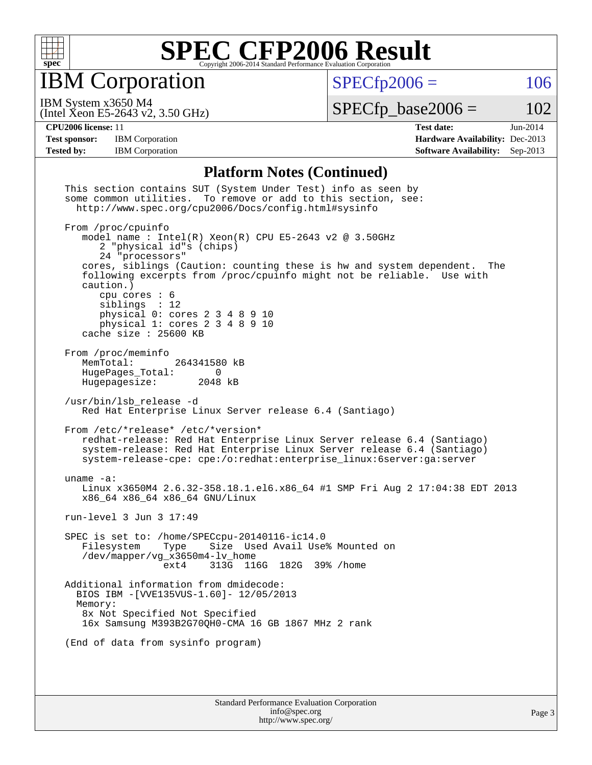# SPEC CFP2006 Result

Copyright 2006-2014 Standard Performance Evaluation Corporation

## IBM Corporation

IBM System x3650 M4
(Intel Xeon E5-2643 v2, 3.50 GHz)

SPECfp2006 = 106

SPECfp_base2006 = 102

| | | | |
|---|---|---|---|
| **CPU2006 license:** 11 | | **Test date:** | Jun-2014 |
| **Test sponsor:** | IBM Corporation | **Hardware Availability:** | Dec-2013 |
| **Tested by:** | IBM Corporation | **Software Availability:** | Sep-2013 |

### Platform Notes (Continued)

```
This section contains SUT (System Under Test) info as seen by
some common utilities.  To remove or add to this section, see:
  http://www.spec.org/cpu2006/Docs/config.html#sysinfo

From /proc/cpuinfo
   model name : Intel(R) Xeon(R) CPU E5-2643 v2 @ 3.50GHz
      2 "physical id"s (chips)
      24 "processors"
   cores, siblings (Caution: counting these is hw and system dependent.  The
   following excerpts from /proc/cpuinfo might not be reliable.  Use with
   caution.)
      cpu cores : 6
      siblings  : 12
      physical 0: cores 2 3 4 8 9 10
      physical 1: cores 2 3 4 8 9 10
   cache size : 25600 KB

From /proc/meminfo
   MemTotal:       264341580 kB
   HugePages_Total:       0
   Hugepagesize:       2048 kB

/usr/bin/lsb_release -d
   Red Hat Enterprise Linux Server release 6.4 (Santiago)

From /etc/*release* /etc/*version*
   redhat-release: Red Hat Enterprise Linux Server release 6.4 (Santiago)
   system-release: Red Hat Enterprise Linux Server release 6.4 (Santiago)
   system-release-cpe: cpe:/o:redhat:enterprise_linux:6server:ga:server

uname -a:
   Linux x3650M4 2.6.32-358.18.1.el6.x86_64 #1 SMP Fri Aug 2 17:04:38 EDT 2013
   x86_64 x86_64 x86_64 GNU/Linux

run-level 3 Jun 3 17:49

SPEC is set to: /home/SPECcpu-20140116-ic14.0
   Filesystem     Type    Size  Used Avail Use% Mounted on
   /dev/mapper/vg_x3650m4-lv_home
                  ext4    313G  116G  182G  39% /home

Additional information from dmidecode:
  BIOS IBM -[VVE135VUS-1.60]- 12/05/2013
  Memory:
   8x Not Specified Not Specified
   16x Samsung M393B2G70QH0-CMA 16 GB 1867 MHz 2 rank

(End of data from sysinfo program)
```

Standard Performance Evaluation Corporation
info@spec.org
http://www.spec.org/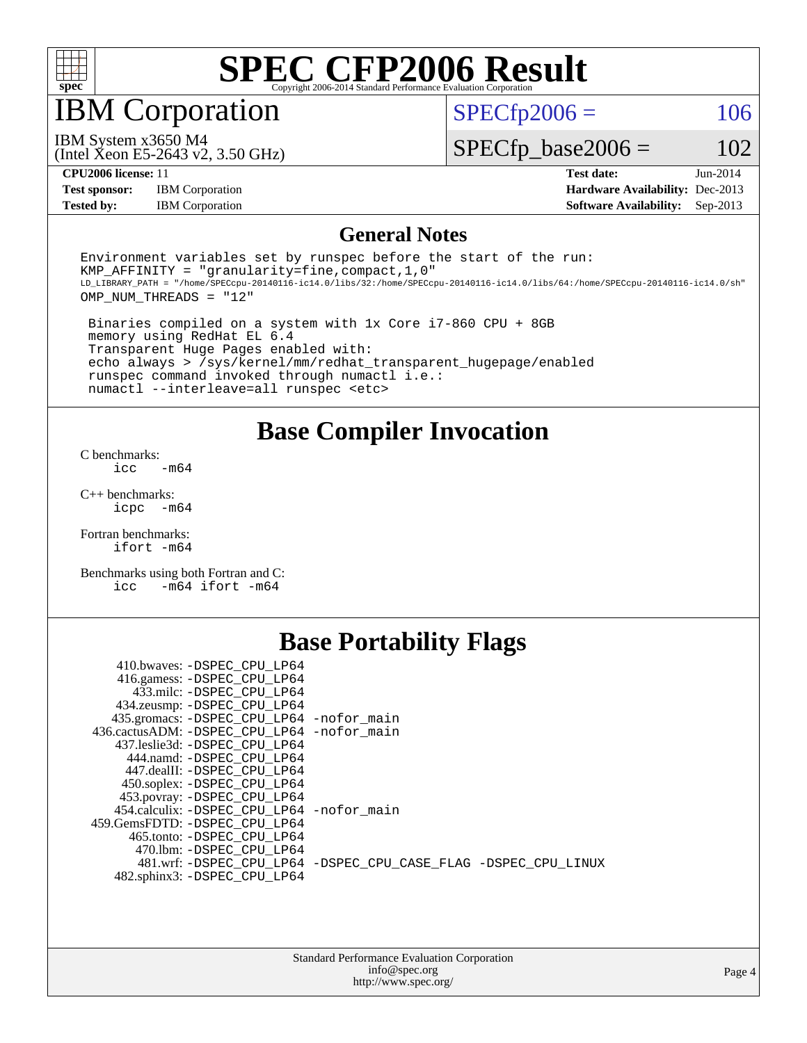# SPEC CFP2006 Result

Copyright 2006-2014 Standard Performance Evaluation Corporation

## IBM Corporation

IBM System x3650 M4
(Intel Xeon E5-2643 v2, 3.50 GHz)

SPECfp2006 = 106

SPECfp_base2006 = 102

| | | | |
|---|---|---|---|
| **CPU2006 license:** 11 | | **Test date:** | Jun-2014 |
| **Test sponsor:** | IBM Corporation | **Hardware Availability:** | Dec-2013 |
| **Tested by:** | IBM Corporation | **Software Availability:** | Sep-2013 |

## General Notes

```
Environment variables set by runspec before the start of the run:
KMP_AFFINITY = "granularity=fine,compact,1,0"
LD_LIBRARY_PATH = "/home/SPECcpu-20140116-ic14.0/libs/32:/home/SPECcpu-20140116-ic14.0/libs/64:/home/SPECcpu-20140116-ic14.0/sh"
OMP_NUM_THREADS = "12"

 Binaries compiled on a system with 1x Core i7-860 CPU + 8GB
 memory using RedHat EL 6.4
 Transparent Huge Pages enabled with:
 echo always > /sys/kernel/mm/redhat_transparent_hugepage/enabled
 runspec command invoked through numactl i.e.:
 numactl --interleave=all runspec <etc>
```

## Base Compiler Invocation

C benchmarks:
```
icc   -m64
```

C++ benchmarks:
```
icpc  -m64
```

Fortran benchmarks:
```
ifort -m64
```

Benchmarks using both Fortran and C:
```
icc   -m64 ifort -m64
```

## Base Portability Flags

```
     410.bwaves: -DSPEC_CPU_LP64
     416.gamess: -DSPEC_CPU_LP64
       433.milc: -DSPEC_CPU_LP64
     434.zeusmp: -DSPEC_CPU_LP64
    435.gromacs: -DSPEC_CPU_LP64 -nofor_main
 436.cactusADM: -DSPEC_CPU_LP64 -nofor_main
    437.leslie3d: -DSPEC_CPU_LP64
      444.namd: -DSPEC_CPU_LP64
     447.dealII: -DSPEC_CPU_LP64
     450.soplex: -DSPEC_CPU_LP64
     453.povray: -DSPEC_CPU_LP64
   454.calculix: -DSPEC_CPU_LP64 -nofor_main
 459.GemsFDTD: -DSPEC_CPU_LP64
      465.tonto: -DSPEC_CPU_LP64
        470.lbm: -DSPEC_CPU_LP64
        481.wrf: -DSPEC_CPU_LP64 -DSPEC_CPU_CASE_FLAG -DSPEC_CPU_LINUX
    482.sphinx3: -DSPEC_CPU_LP64
```

Standard Performance Evaluation Corporation
info@spec.org
http://www.spec.org/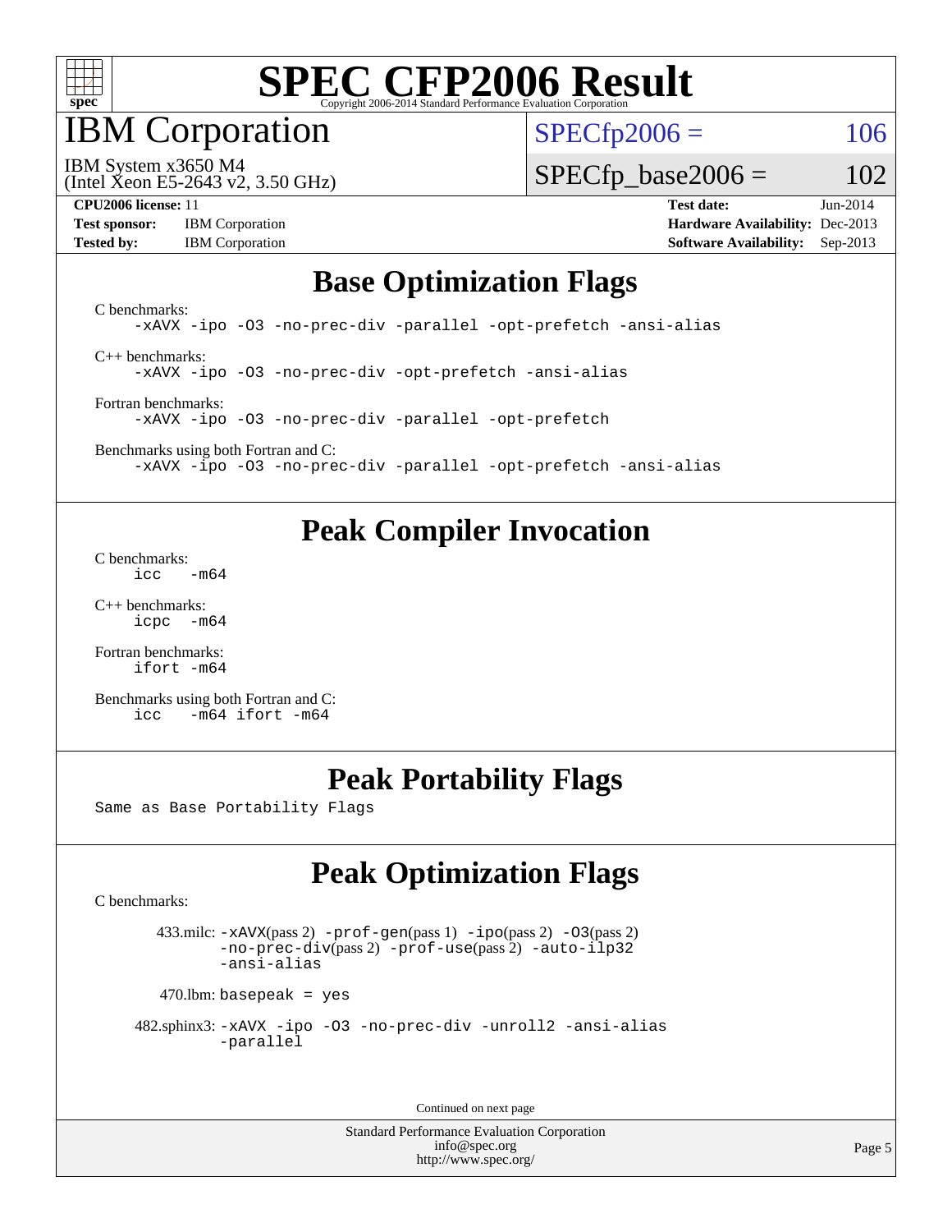# SPEC CFP2006 Result

Copyright 2006-2014 Standard Performance Evaluation Corporation

## IBM Corporation

IBM System x3650 M4
(Intel Xeon E5-2643 v2, 3.50 GHz)

SPECfp2006 = 106

SPECfp_base2006 = 102

**CPU2006 license:** 11
**Test sponsor:** IBM Corporation
**Tested by:** IBM Corporation

**Test date:** Jun-2014
**Hardware Availability:** Dec-2013
**Software Availability:** Sep-2013

## Base Optimization Flags

C benchmarks:
```
-xAVX -ipo -O3 -no-prec-div -parallel -opt-prefetch -ansi-alias
```

C++ benchmarks:
```
-xAVX -ipo -O3 -no-prec-div -opt-prefetch -ansi-alias
```

Fortran benchmarks:
```
-xAVX -ipo -O3 -no-prec-div -parallel -opt-prefetch
```

Benchmarks using both Fortran and C:
```
-xAVX -ipo -O3 -no-prec-div -parallel -opt-prefetch -ansi-alias
```

## Peak Compiler Invocation

C benchmarks:
```
icc   -m64
```

C++ benchmarks:
```
icpc  -m64
```

Fortran benchmarks:
```
ifort -m64
```

Benchmarks using both Fortran and C:
```
icc   -m64 ifort -m64
```

## Peak Portability Flags

Same as Base Portability Flags

## Peak Optimization Flags

C benchmarks:

433.milc: -xAVX(pass 2) -prof-gen(pass 1) -ipo(pass 2) -O3(pass 2) -no-prec-div(pass 2) -prof-use(pass 2) -auto-ilp32 -ansi-alias

470.lbm: basepeak = yes

482.sphinx3: -xAVX -ipo -O3 -no-prec-div -unroll2 -ansi-alias -parallel

Continued on next page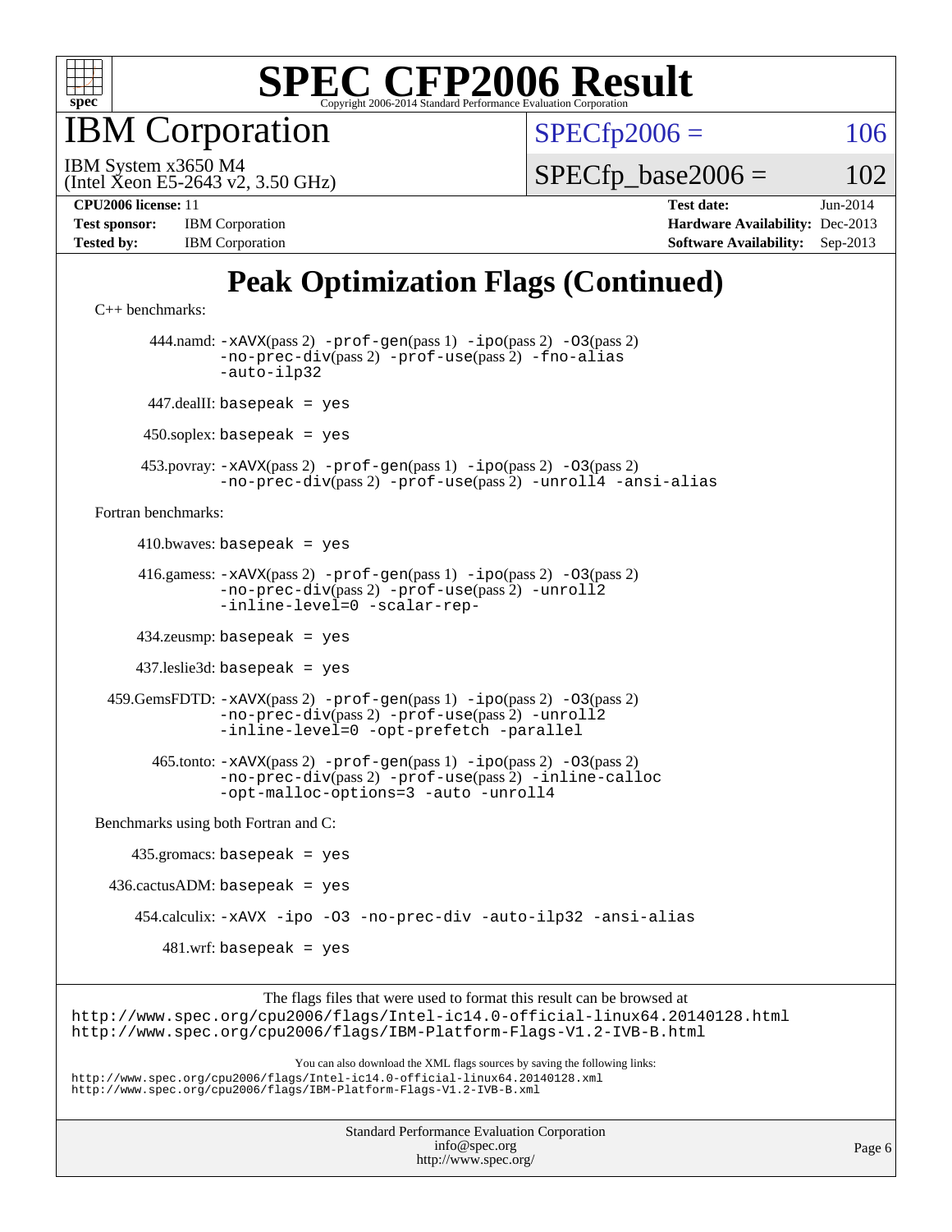# SPEC CFP2006 Result

Copyright 2006-2014 Standard Performance Evaluation Corporation

## IBM Corporation

IBM System x3650 M4
(Intel Xeon E5-2643 v2, 3.50 GHz)

SPECfp2006 = 106

SPECfp_base2006 = 102

**CPU2006 license:** 11
**Test sponsor:** IBM Corporation
**Tested by:** IBM Corporation

**Test date:** Jun-2014
**Hardware Availability:** Dec-2013
**Software Availability:** Sep-2013

## Peak Optimization Flags (Continued)

C++ benchmarks:

444.namd: `-xAVX`(pass 2) `-prof-gen`(pass 1) `-ipo`(pass 2) `-O3`(pass 2) `-no-prec-div`(pass 2) `-prof-use`(pass 2) `-fno-alias` `-auto-ilp32`

447.dealII: `basepeak = yes`

450.soplex: `basepeak = yes`

453.povray: `-xAVX`(pass 2) `-prof-gen`(pass 1) `-ipo`(pass 2) `-O3`(pass 2) `-no-prec-div`(pass 2) `-prof-use`(pass 2) `-unroll4` `-ansi-alias`

Fortran benchmarks:

410.bwaves: `basepeak = yes`

416.gamess: `-xAVX`(pass 2) `-prof-gen`(pass 1) `-ipo`(pass 2) `-O3`(pass 2) `-no-prec-div`(pass 2) `-prof-use`(pass 2) `-unroll2` `-inline-level=0` `-scalar-rep-`

434.zeusmp: `basepeak = yes`

437.leslie3d: `basepeak = yes`

459.GemsFDTD: `-xAVX`(pass 2) `-prof-gen`(pass 1) `-ipo`(pass 2) `-O3`(pass 2) `-no-prec-div`(pass 2) `-prof-use`(pass 2) `-unroll2` `-inline-level=0` `-opt-prefetch` `-parallel`

465.tonto: `-xAVX`(pass 2) `-prof-gen`(pass 1) `-ipo`(pass 2) `-O3`(pass 2) `-no-prec-div`(pass 2) `-prof-use`(pass 2) `-inline-calloc` `-opt-malloc-options=3` `-auto` `-unroll4`

Benchmarks using both Fortran and C:

435.gromacs: `basepeak = yes`

436.cactusADM: `basepeak = yes`

454.calculix: `-xAVX -ipo -O3 -no-prec-div -auto-ilp32 -ansi-alias`

481.wrf: `basepeak = yes`

The flags files that were used to format this result can be browsed at
http://www.spec.org/cpu2006/flags/Intel-ic14.0-official-linux64.20140128.html
http://www.spec.org/cpu2006/flags/IBM-Platform-Flags-V1.2-IVB-B.html

You can also download the XML flags sources by saving the following links:
http://www.spec.org/cpu2006/flags/Intel-ic14.0-official-linux64.20140128.xml
http://www.spec.org/cpu2006/flags/IBM-Platform-Flags-V1.2-IVB-B.xml

Standard Performance Evaluation Corporation
info@spec.org
http://www.spec.org/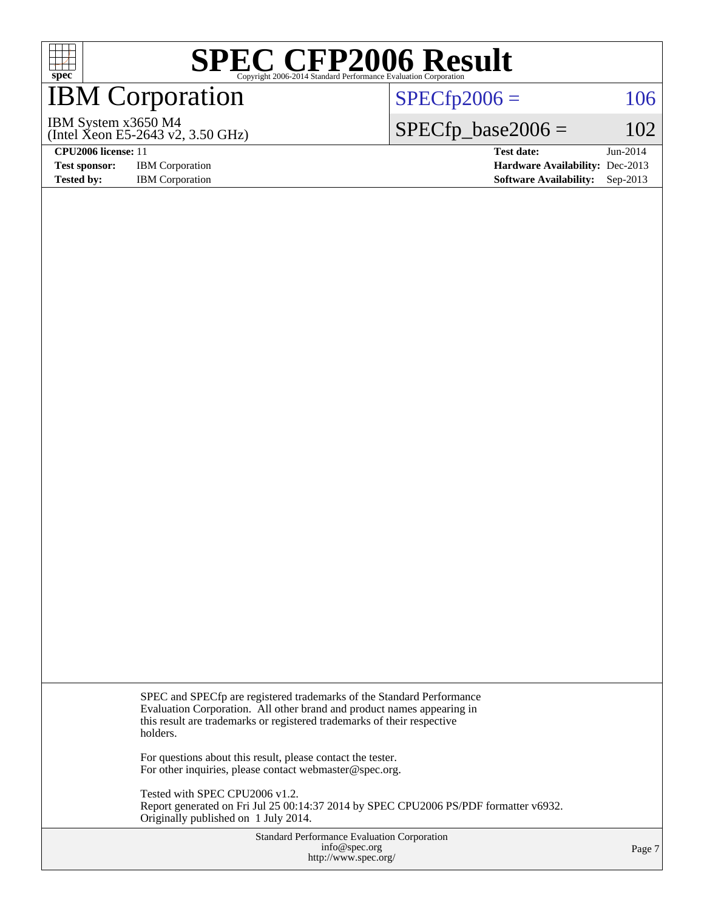SPEC and SPECfp are registered trademarks of the Standard Performance Evaluation Corporation. All other brand and product names appearing in this result are trademarks or registered trademarks of their respective holders.

For questions about this result, please contact the tester.
For other inquiries, please contact webmaster@spec.org.

Tested with SPEC CPU2006 v1.2.
Report generated on Fri Jul 25 00:14:37 2014 by SPEC CPU2006 PS/PDF formatter v6932.
Originally published on 1 July 2014.